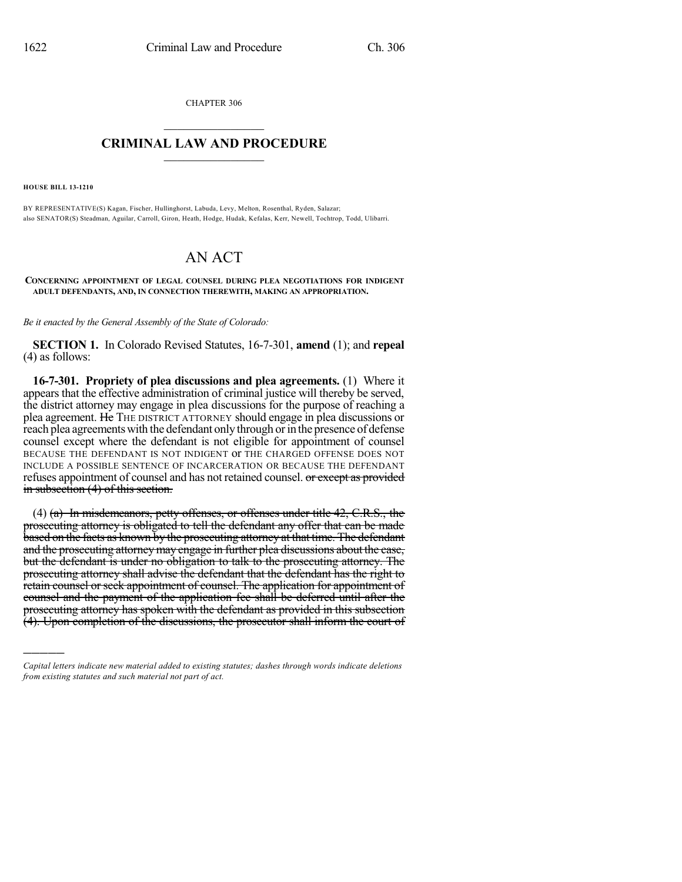CHAPTER 306

# CRIMINAL LAW AND PROCEDURE

**HOUSE BILL 13-1210**

BY REPRESENTATIVE(S) Kagan, Fischer, Hullinghorst, Labuda, Levy, Melton, Rosenthal, Ryden, Salazar; also SENATOR(S) Steadman, Aguilar, Carroll, Giron, Heath, Hodge, Hudak, Kefalas, Kerr, Newell, Tochtrop, Todd, Ulibarri.

# AN ACT

**CONCERNING APPOINTMENT OF LEGAL COUNSEL DURING PLEA NEGOTIATIONS FOR INDIGENT ADULT DEFENDANTS, AND, IN CONNECTION THEREWITH, MAKING AN APPROPRIATION.**

*Be it enacted by the General Assembly of the State of Colorado:*

**SECTION 1.** In Colorado Revised Statutes, 16-7-301, **amend** (1); and **repeal** (4) as follows:

**16-7-301. Propriety of plea discussions and plea agreements.** (1) Where it appears that the effective administration of criminal justice will thereby be served, the district attorney may engage in plea discussions for the purpose of reaching a plea agreement. ~~He~~ THE DISTRICT ATTORNEY should engage in plea discussions or reach plea agreements with the defendant only through or in the presence of defense counsel except where the defendant is not eligible for appointment of counsel BECAUSE THE DEFENDANT IS NOT INDIGENT or THE CHARGED OFFENSE DOES NOT INCLUDE A POSSIBLE SENTENCE OF INCARCERATION OR BECAUSE THE DEFENDANT refuses appointment of counsel and has not retained counsel. ~~or except as provided in subsection (4) of this section.~~

(4) ~~(a) In misdemeanors, petty offenses, or offenses under title 42, C.R.S., the prosecuting attorney is obligated to tell the defendant any offer that can be made based on the facts as known by the prosecuting attorney at that time. The defendant and the prosecuting attorney may engage in further plea discussions about the case, but the defendant is under no obligation to talk to the prosecuting attorney. The prosecuting attorney shall advise the defendant that the defendant has the right to retain counsel or seek appointment of counsel. The application for appointment of counsel and the payment of the application fee shall be deferred until after the prosecuting attorney has spoken with the defendant as provided in this subsection (4). Upon completion of the discussions, the prosecutor shall inform the court of~~

*Capital letters indicate new material added to existing statutes; dashes through words indicate deletions from existing statutes and such material not part of act.*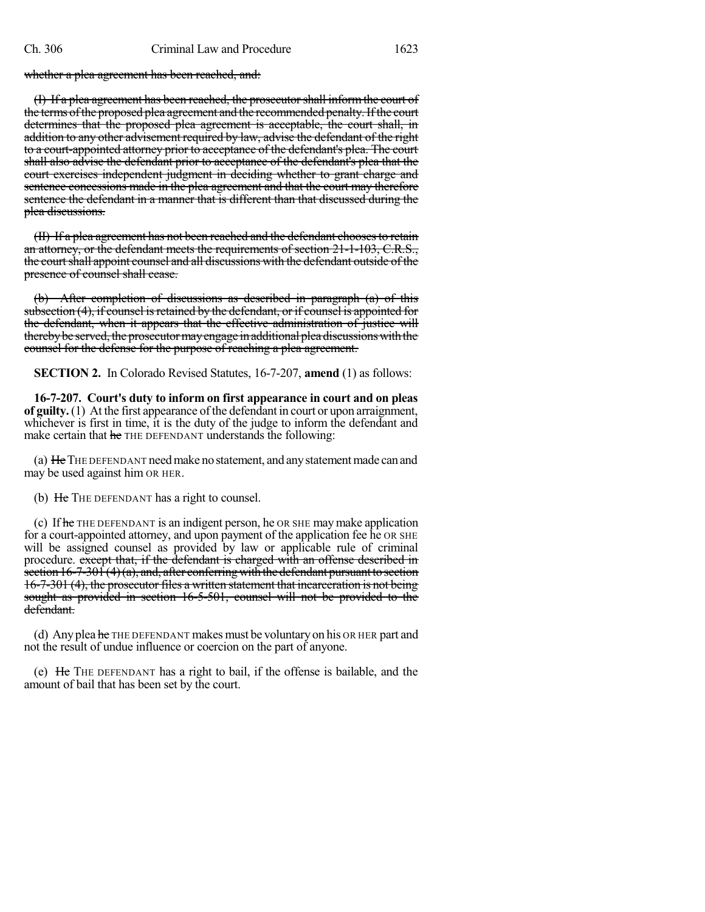~~whether a plea agreement has been reached, and:~~

~~(I) If a plea agreement has been reached, the prosecutor shall inform the court of the terms of the proposed plea agreement and the recommended penalty. If the court determines that the proposed plea agreement is acceptable, the court shall, in addition to any other advisement required by law, advise the defendant of the right to a court-appointed attorney prior to acceptance of the defendant's plea. The court shall also advise the defendant prior to acceptance of the defendant's plea that the court exercises independent judgment in deciding whether to grant charge and sentence concessions made in the plea agreement and that the court may therefore sentence the defendant in a manner that is different than that discussed during the plea discussions.~~

~~(II) If a plea agreement has not been reached and the defendant chooses to retain an attorney, or the defendant meets the requirements of section 21-1-103, C.R.S., the court shall appoint counsel and all discussions with the defendant outside of the presence of counsel shall cease.~~

~~(b) After completion of discussions as described in paragraph (a) of this subsection (4), if counsel is retained by the defendant, or if counsel is appointed for the defendant, when it appears that the effective administration of justice will thereby be served, the prosecutor may engage in additional plea discussions with the counsel for the defense for the purpose of reaching a plea agreement.~~

**SECTION 2.** In Colorado Revised Statutes, 16-7-207, **amend** (1) as follows:

**16-7-207. Court's duty to inform on first appearance in court and on pleas of guilty.** (1) At the first appearance of the defendant in court or upon arraignment, whichever is first in time, it is the duty of the judge to inform the defendant and make certain that ~~he~~ THE DEFENDANT understands the following:

(a) ~~He~~ THE DEFENDANT need make no statement, and any statement made can and may be used against him OR HER.

(b) ~~He~~ THE DEFENDANT has a right to counsel.

(c) If ~~he~~ THE DEFENDANT is an indigent person, he OR SHE may make application for a court-appointed attorney, and upon payment of the application fee he OR SHE will be assigned counsel as provided by law or applicable rule of criminal procedure. ~~except that, if the defendant is charged with an offense described in section 16-7-301 (4)(a), and, after conferring with the defendant pursuant to section 16-7-301 (4), the prosecutor files a written statement that incarceration is not being sought as provided in section 16-5-501, counsel will not be provided to the defendant.~~

(d) Any plea ~~he~~ THE DEFENDANT makes must be voluntary on his OR HER part and not the result of undue influence or coercion on the part of anyone.

(e) ~~He~~ THE DEFENDANT has a right to bail, if the offense is bailable, and the amount of bail that has been set by the court.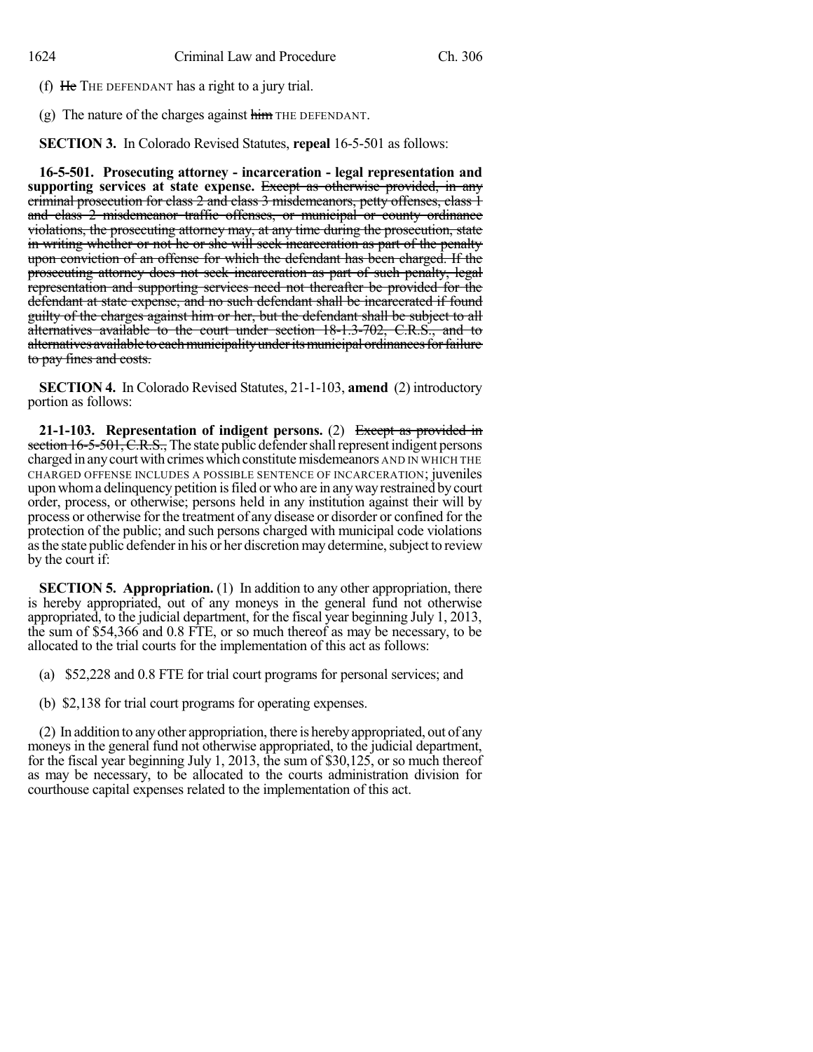(f) ~~He~~ THE DEFENDANT has a right to a jury trial.

(g) The nature of the charges against ~~him~~ THE DEFENDANT.

**SECTION 3.** In Colorado Revised Statutes, **repeal** 16-5-501 as follows:

**16-5-501. Prosecuting attorney - incarceration - legal representation and supporting services at state expense.** ~~Except as otherwise provided, in any criminal prosecution for class 2 and class 3 misdemeanors, petty offenses, class 1 and class 2 misdemeanor traffic offenses, or municipal or county ordinance violations, the prosecuting attorney may, at any time during the prosecution, state in writing whether or not he or she will seek incarceration as part of the penalty upon conviction of an offense for which the defendant has been charged. If the prosecuting attorney does not seek incarceration as part of such penalty, legal representation and supporting services need not thereafter be provided for the defendant at state expense, and no such defendant shall be incarcerated if found guilty of the charges against him or her, but the defendant shall be subject to all alternatives available to the court under section 18-1.3-702, C.R.S., and to alternatives available to each municipality under its municipal ordinances for failure to pay fines and costs.~~

**SECTION 4.** In Colorado Revised Statutes, 21-1-103, **amend** (2) introductory portion as follows:

**21-1-103. Representation of indigent persons.** (2) ~~Except as provided in section 16-5-501, C.R.S.,~~ The state public defender shall represent indigent persons charged in any court with crimes which constitute misdemeanors AND IN WHICH THE CHARGED OFFENSE INCLUDES A POSSIBLE SENTENCE OF INCARCERATION; juveniles upon whom a delinquency petition is filed or who are in any way restrained by court order, process, or otherwise; persons held in any institution against their will by process or otherwise for the treatment of any disease or disorder or confined for the protection of the public; and such persons charged with municipal code violations as the state public defender in his or her discretion may determine, subject to review by the court if:

**SECTION 5. Appropriation.** (1) In addition to any other appropriation, there is hereby appropriated, out of any moneys in the general fund not otherwise appropriated, to the judicial department, for the fiscal year beginning July 1, 2013, the sum of $54,366 and 0.8 FTE, or so much thereof as may be necessary, to be allocated to the trial courts for the implementation of this act as follows:

(a) $52,228 and 0.8 FTE for trial court programs for personal services; and

(b) $2,138 for trial court programs for operating expenses.

(2) In addition to any other appropriation, there is hereby appropriated, out of any moneys in the general fund not otherwise appropriated, to the judicial department, for the fiscal year beginning July 1, 2013, the sum of $30,125, or so much thereof as may be necessary, to be allocated to the courts administration division for courthouse capital expenses related to the implementation of this act.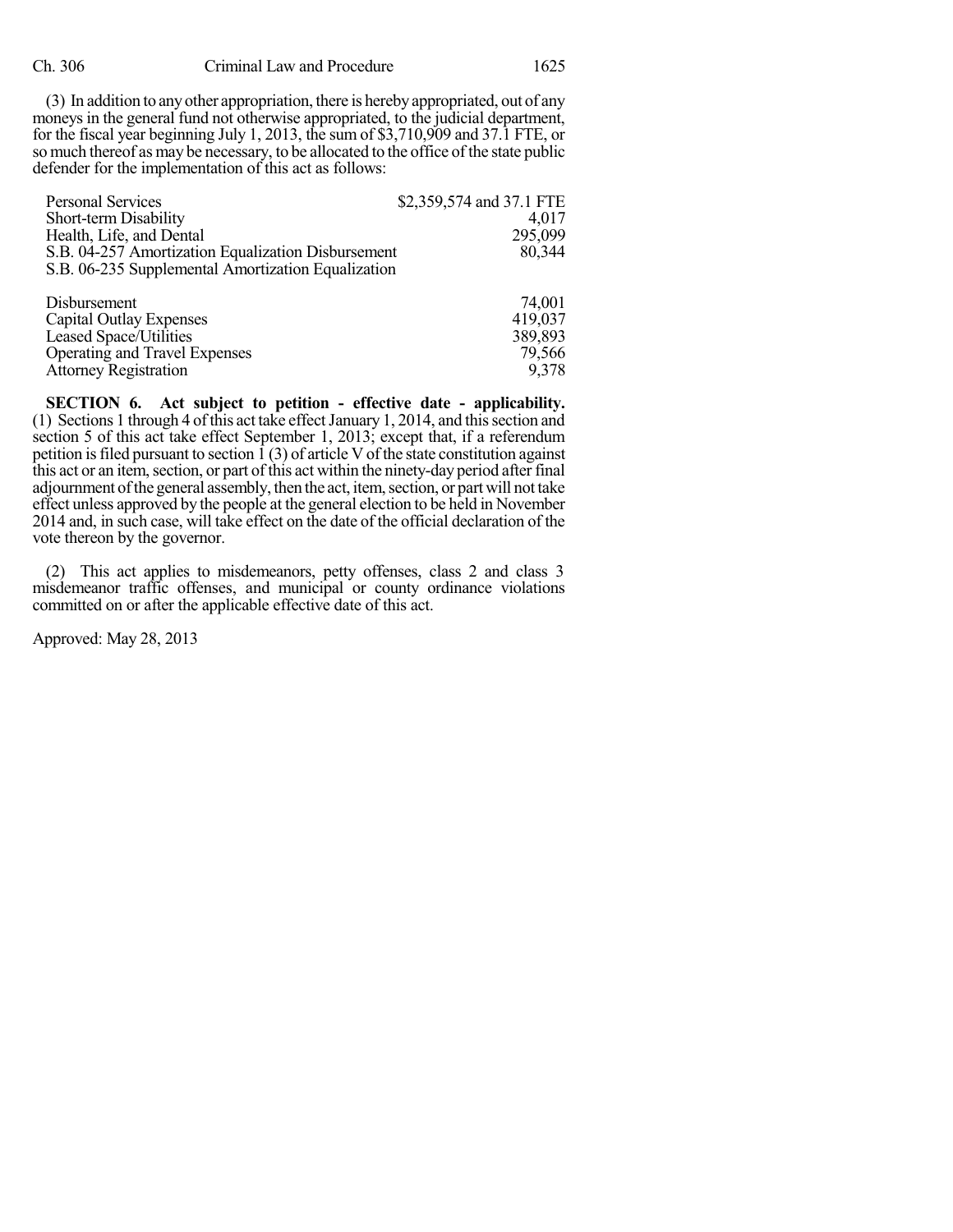(3) In addition to any other appropriation, there is hereby appropriated, out of any moneys in the general fund not otherwise appropriated, to the judicial department, for the fiscal year beginning July 1, 2013, the sum of $3,710,909 and 37.1 FTE, or so much thereof as may be necessary, to be allocated to the office of the state public defender for the implementation of this act as follows:

| | |
|---|---|
| Personal Services | $2,359,574 and 37.1 FTE |
| Short-term Disability | 4,017 |
| Health, Life, and Dental | 295,099 |
| S.B. 04-257 Amortization Equalization Disbursement | 80,344 |
| S.B. 06-235 Supplemental Amortization Equalization Disbursement | 74,001 |
| Capital Outlay Expenses | 419,037 |
| Leased Space/Utilities | 389,893 |
| Operating and Travel Expenses | 79,566 |
| Attorney Registration | 9,378 |

**SECTION 6. Act subject to petition - effective date - applicability.** (1) Sections 1 through 4 of this act take effect January 1, 2014, and this section and section 5 of this act take effect September 1, 2013; except that, if a referendum petition is filed pursuant to section 1 (3) of article V of the state constitution against this act or an item, section, or part of this act within the ninety-day period after final adjournment of the general assembly, then the act, item, section, or part will not take effect unless approved by the people at the general election to be held in November 2014 and, in such case, will take effect on the date of the official declaration of the vote thereon by the governor.

(2) This act applies to misdemeanors, petty offenses, class 2 and class 3 misdemeanor traffic offenses, and municipal or county ordinance violations committed on or after the applicable effective date of this act.

Approved: May 28, 2013